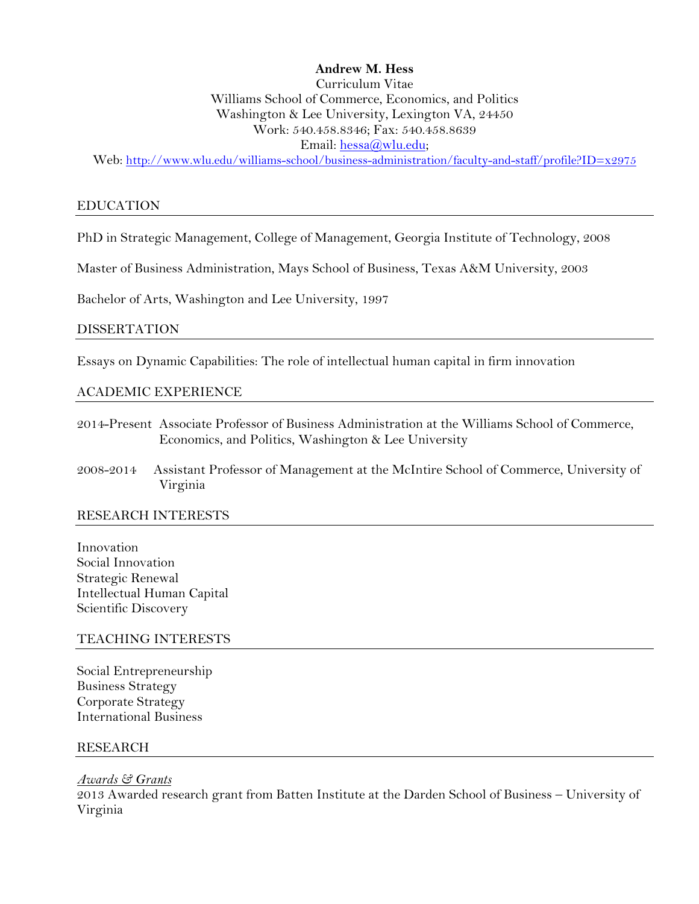**Andrew M. Hess**
Curriculum Vitae
Williams School of Commerce, Economics, and Politics
Washington & Lee University, Lexington VA, 24450
Work: 540.458.8346; Fax: 540.458.8639
Email: hessa@wlu.edu;
Web: http://www.wlu.edu/williams-school/business-administration/faculty-and-staff/profile?ID=x2975

## EDUCATION

PhD in Strategic Management, College of Management, Georgia Institute of Technology, 2008

Master of Business Administration, Mays School of Business, Texas A&M University, 2003

Bachelor of Arts, Washington and Lee University, 1997

## DISSERTATION

Essays on Dynamic Capabilities: The role of intellectual human capital in firm innovation

## ACADEMIC EXPERIENCE

2014-Present Associate Professor of Business Administration at the Williams School of Commerce, Economics, and Politics, Washington & Lee University

2008-2014 Assistant Professor of Management at the McIntire School of Commerce, University of Virginia

## RESEARCH INTERESTS

Innovation
Social Innovation
Strategic Renewal
Intellectual Human Capital
Scientific Discovery

## TEACHING INTERESTS

Social Entrepreneurship
Business Strategy
Corporate Strategy
International Business

## RESEARCH

*Awards & Grants*

2013 Awarded research grant from Batten Institute at the Darden School of Business – University of Virginia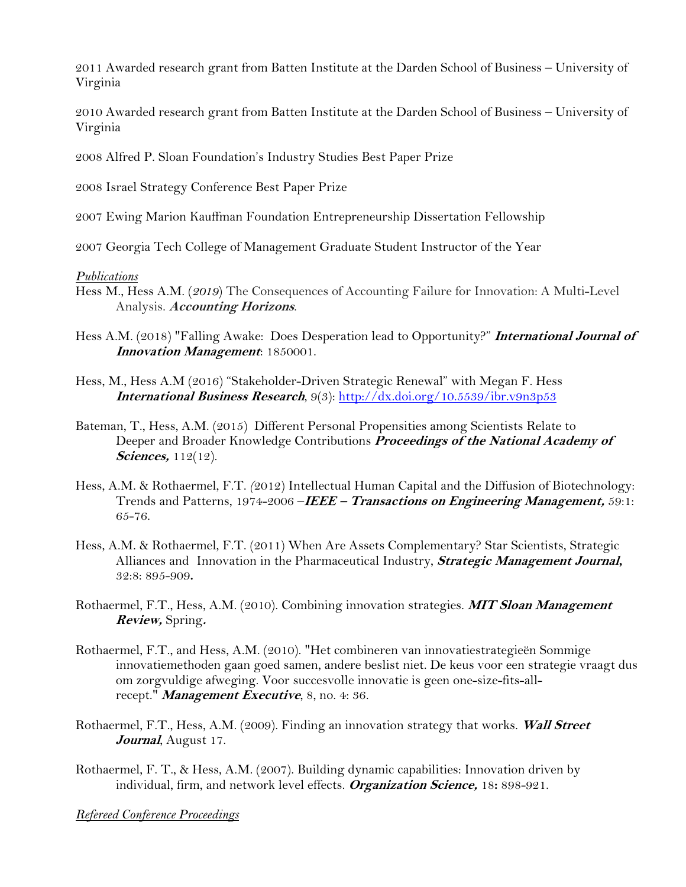2011 Awarded research grant from Batten Institute at the Darden School of Business – University of Virginia

2010 Awarded research grant from Batten Institute at the Darden School of Business – University of Virginia

2008 Alfred P. Sloan Foundation's Industry Studies Best Paper Prize

2008 Israel Strategy Conference Best Paper Prize

2007 Ewing Marion Kauffman Foundation Entrepreneurship Dissertation Fellowship

2007 Georgia Tech College of Management Graduate Student Instructor of the Year

*Publications*

Hess M., Hess A.M. (*2019*) The Consequences of Accounting Failure for Innovation: A Multi-Level Analysis. ***Accounting Horizons***.

Hess A.M. (2018) "Falling Awake: Does Desperation lead to Opportunity?" ***International Journal of Innovation Management***: 1850001.

Hess, M., Hess A.M (2016) "Stakeholder-Driven Strategic Renewal" with Megan F. Hess ***International Business Research***, 9(3): http://dx.doi.org/10.5539/ibr.v9n3p53

Bateman, T., Hess, A.M. (2015) Different Personal Propensities among Scientists Relate to Deeper and Broader Knowledge Contributions ***Proceedings of the National Academy of Sciences,*** 112(12).

Hess, A.M. & Rothaermel, F.T. *(*2012) Intellectual Human Capital and the Diffusion of Biotechnology: Trends and Patterns, 1974-2006 –***IEEE – Transactions on Engineering Management,*** 59:1: 65-76.

Hess, A.M. & Rothaermel, F.T. (2011) When Are Assets Complementary? Star Scientists, Strategic Alliances and Innovation in the Pharmaceutical Industry, ***Strategic Management Journal,*** 32:8: 895-909**.**

Rothaermel, F.T., Hess, A.M. (2010). Combining innovation strategies. ***MIT Sloan Management Review,*** Spring**.**

Rothaermel, F.T., and Hess, A.M. (2010). "Het combineren van innovatiestrategieën Sommige innovatiemethoden gaan goed samen, andere beslist niet. De keus voor een strategie vraagt dus om zorgvuldige afweging. Voor succesvolle innovatie is geen one-size-fits-all-recept." ***Management Executive***, 8, no. 4: 36.

Rothaermel, F.T., Hess, A.M. (2009). Finding an innovation strategy that works. ***Wall Street Journal***, August 17.

Rothaermel, F. T., & Hess, A.M. (2007). Building dynamic capabilities: Innovation driven by individual, firm, and network level effects. ***Organization Science,*** 18**:** 898-921.

*Refereed Conference Proceedings*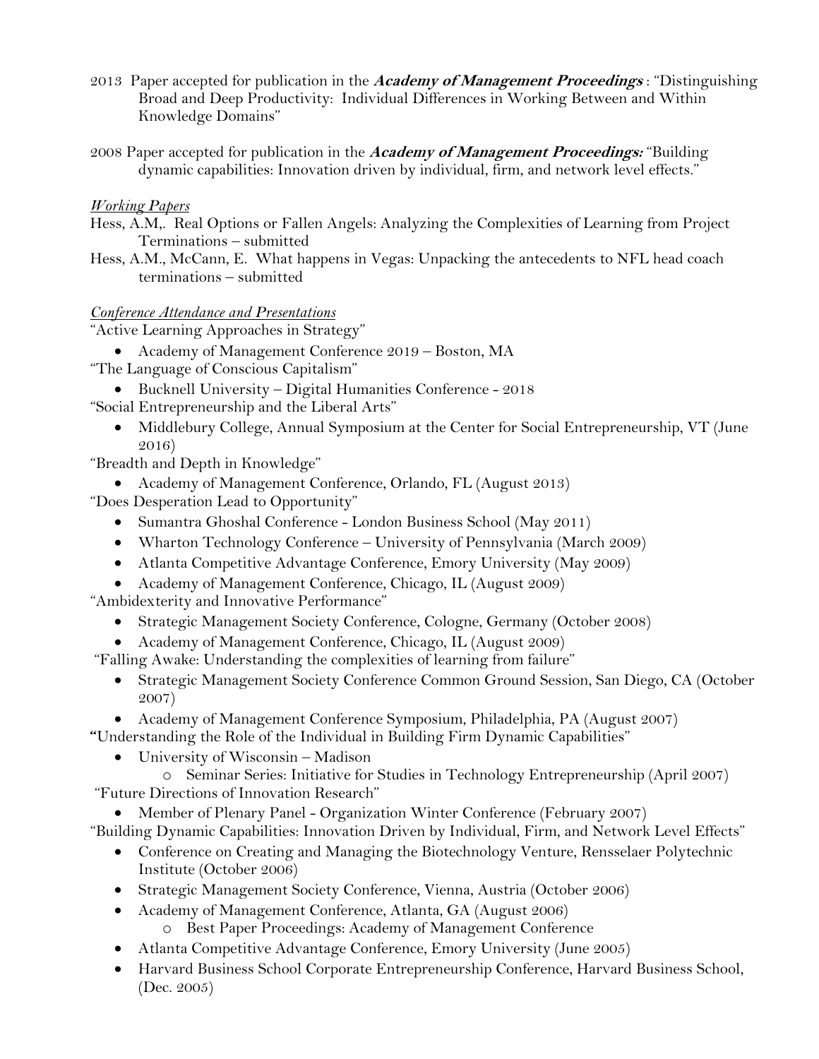2013 Paper accepted for publication in the ***Academy of Management Proceedings*** : "Distinguishing Broad and Deep Productivity: Individual Differences in Working Between and Within Knowledge Domains"

2008 Paper accepted for publication in the ***Academy of Management Proceedings:*** "Building dynamic capabilities: Innovation driven by individual, firm, and network level effects."

*Working Papers*

Hess, A.M,. Real Options or Fallen Angels: Analyzing the Complexities of Learning from Project Terminations – submitted

Hess, A.M., McCann, E. What happens in Vegas: Unpacking the antecedents to NFL head coach terminations – submitted

*Conference Attendance and Presentations*

"Active Learning Approaches in Strategy"

- Academy of Management Conference 2019 – Boston, MA

"The Language of Conscious Capitalism"

- Bucknell University – Digital Humanities Conference - 2018

"Social Entrepreneurship and the Liberal Arts"

- Middlebury College, Annual Symposium at the Center for Social Entrepreneurship, VT (June 2016)

"Breadth and Depth in Knowledge"

- Academy of Management Conference, Orlando, FL (August 2013)

"Does Desperation Lead to Opportunity"

- Sumantra Ghoshal Conference - London Business School (May 2011)
- Wharton Technology Conference – University of Pennsylvania (March 2009)
- Atlanta Competitive Advantage Conference, Emory University (May 2009)
- Academy of Management Conference, Chicago, IL (August 2009)

"Ambidexterity and Innovative Performance"

- Strategic Management Society Conference, Cologne, Germany (October 2008)
- Academy of Management Conference, Chicago, IL (August 2009)

"Falling Awake: Understanding the complexities of learning from failure"

- Strategic Management Society Conference Common Ground Session, San Diego, CA (October 2007)
- Academy of Management Conference Symposium, Philadelphia, PA (August 2007)

"Understanding the Role of the Individual in Building Firm Dynamic Capabilities"

- University of Wisconsin – Madison
  - Seminar Series: Initiative for Studies in Technology Entrepreneurship (April 2007)

"Future Directions of Innovation Research"

- Member of Plenary Panel - Organization Winter Conference (February 2007)

"Building Dynamic Capabilities: Innovation Driven by Individual, Firm, and Network Level Effects"

- Conference on Creating and Managing the Biotechnology Venture, Rensselaer Polytechnic Institute (October 2006)
- Strategic Management Society Conference, Vienna, Austria (October 2006)
- Academy of Management Conference, Atlanta, GA (August 2006)
  - Best Paper Proceedings: Academy of Management Conference
- Atlanta Competitive Advantage Conference, Emory University (June 2005)
- Harvard Business School Corporate Entrepreneurship Conference, Harvard Business School, (Dec. 2005)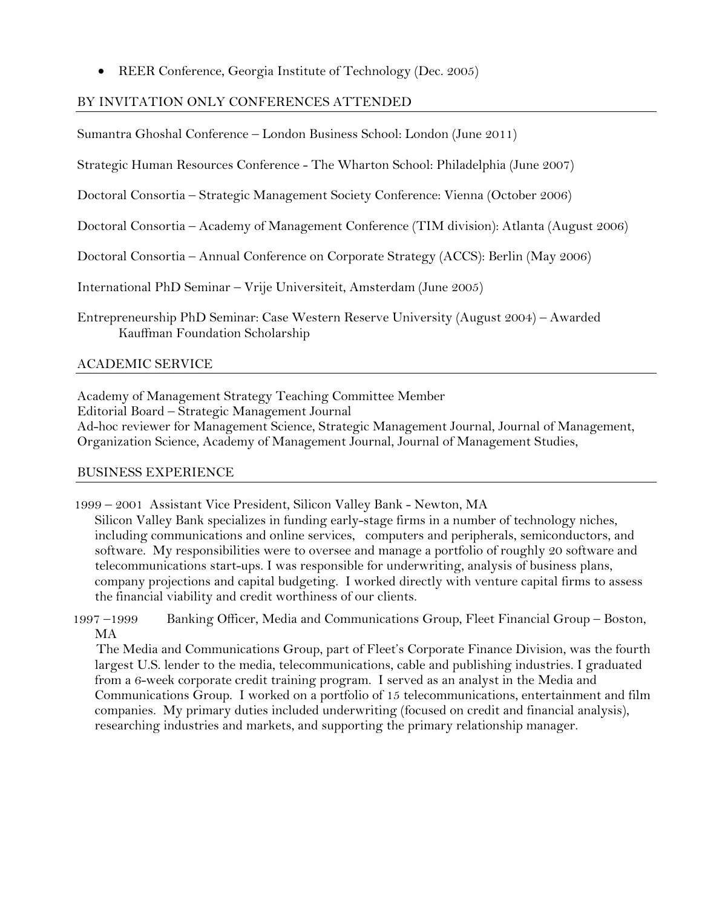- REER Conference, Georgia Institute of Technology (Dec. 2005)

## BY INVITATION ONLY CONFERENCES ATTENDED

Sumantra Ghoshal Conference – London Business School: London (June 2011)

Strategic Human Resources Conference - The Wharton School: Philadelphia (June 2007)

Doctoral Consortia – Strategic Management Society Conference: Vienna (October 2006)

Doctoral Consortia – Academy of Management Conference (TIM division): Atlanta (August 2006)

Doctoral Consortia – Annual Conference on Corporate Strategy (ACCS): Berlin (May 2006)

International PhD Seminar – Vrije Universiteit, Amsterdam (June 2005)

Entrepreneurship PhD Seminar: Case Western Reserve University (August 2004) – Awarded Kauffman Foundation Scholarship

## ACADEMIC SERVICE

Academy of Management Strategy Teaching Committee Member
Editorial Board – Strategic Management Journal
Ad-hoc reviewer for Management Science, Strategic Management Journal, Journal of Management, Organization Science, Academy of Management Journal, Journal of Management Studies,

## BUSINESS EXPERIENCE

1999 – 2001 Assistant Vice President, Silicon Valley Bank - Newton, MA

Silicon Valley Bank specializes in funding early-stage firms in a number of technology niches, including communications and online services, computers and peripherals, semiconductors, and software. My responsibilities were to oversee and manage a portfolio of roughly 20 software and telecommunications start-ups. I was responsible for underwriting, analysis of business plans, company projections and capital budgeting. I worked directly with venture capital firms to assess the financial viability and credit worthiness of our clients.

1997 –1999 Banking Officer, Media and Communications Group, Fleet Financial Group – Boston, MA

The Media and Communications Group, part of Fleet's Corporate Finance Division, was the fourth largest U.S. lender to the media, telecommunications, cable and publishing industries. I graduated from a 6-week corporate credit training program. I served as an analyst in the Media and Communications Group. I worked on a portfolio of 15 telecommunications, entertainment and film companies. My primary duties included underwriting (focused on credit and financial analysis), researching industries and markets, and supporting the primary relationship manager.